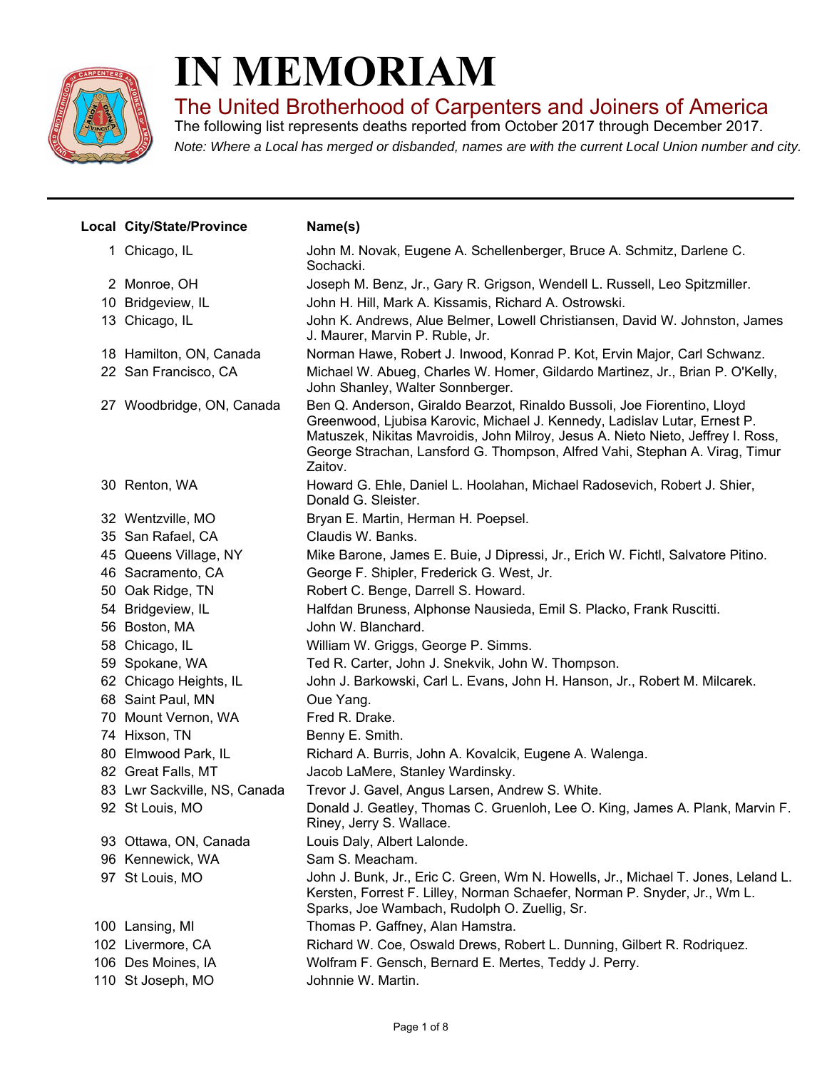# IN MEMORIAM

## The United Brotherhood of Carpenters and Joiners of America

The following list represents deaths reported from October 2017 through December 2017.

*Note: Where a Local has merged or disbanded, names are with the current Local Union number and city.*

| Local | City/State/Province | Name(s) |
|---|---|---|
| 1 | Chicago, IL | John M. Novak, Eugene A. Schellenberger, Bruce A. Schmitz, Darlene C. Sochacki. |
| 2 | Monroe, OH | Joseph M. Benz, Jr., Gary R. Grigson, Wendell L. Russell, Leo Spitzmiller. |
| 10 | Bridgeview, IL | John H. Hill, Mark A. Kissamis, Richard A. Ostrowski. |
| 13 | Chicago, IL | John K. Andrews, Alue Belmer, Lowell Christiansen, David W. Johnston, James J. Maurer, Marvin P. Ruble, Jr. |
| 18 | Hamilton, ON, Canada | Norman Hawe, Robert J. Inwood, Konrad P. Kot, Ervin Major, Carl Schwanz. |
| 22 | San Francisco, CA | Michael W. Abueg, Charles W. Homer, Gildardo Martinez, Jr., Brian P. O'Kelly, John Shanley, Walter Sonnberger. |
| 27 | Woodbridge, ON, Canada | Ben Q. Anderson, Giraldo Bearzot, Rinaldo Bussoli, Joe Fiorentino, Lloyd Greenwood, Ljubisa Karovic, Michael J. Kennedy, Ladislav Lutar, Ernest P. Matuszek, Nikitas Mavroidis, John Milroy, Jesus A. Nieto Nieto, Jeffrey I. Ross, George Strachan, Lansford G. Thompson, Alfred Vahi, Stephan A. Virag, Timur Zaitov. |
| 30 | Renton, WA | Howard G. Ehle, Daniel L. Hoolahan, Michael Radosevich, Robert J. Shier, Donald G. Sleister. |
| 32 | Wentzville, MO | Bryan E. Martin, Herman H. Poepsel. |
| 35 | San Rafael, CA | Claudis W. Banks. |
| 45 | Queens Village, NY | Mike Barone, James E. Buie, J Dipressi, Jr., Erich W. Fichtl, Salvatore Pitino. |
| 46 | Sacramento, CA | George F. Shipler, Frederick G. West, Jr. |
| 50 | Oak Ridge, TN | Robert C. Benge, Darrell S. Howard. |
| 54 | Bridgeview, IL | Halfdan Bruness, Alphonse Nausieda, Emil S. Placko, Frank Ruscitti. |
| 56 | Boston, MA | John W. Blanchard. |
| 58 | Chicago, IL | William W. Griggs, George P. Simms. |
| 59 | Spokane, WA | Ted R. Carter, John J. Snekvik, John W. Thompson. |
| 62 | Chicago Heights, IL | John J. Barkowski, Carl L. Evans, John H. Hanson, Jr., Robert M. Milcarek. |
| 68 | Saint Paul, MN | Oue Yang. |
| 70 | Mount Vernon, WA | Fred R. Drake. |
| 74 | Hixson, TN | Benny E. Smith. |
| 80 | Elmwood Park, IL | Richard A. Burris, John A. Kovalcik, Eugene A. Walenga. |
| 82 | Great Falls, MT | Jacob LaMere, Stanley Wardinsky. |
| 83 | Lwr Sackville, NS, Canada | Trevor J. Gavel, Angus Larsen, Andrew S. White. |
| 92 | St Louis, MO | Donald J. Geatley, Thomas C. Gruenloh, Lee O. King, James A. Plank, Marvin F. Riney, Jerry S. Wallace. |
| 93 | Ottawa, ON, Canada | Louis Daly, Albert Lalonde. |
| 96 | Kennewick, WA | Sam S. Meacham. |
| 97 | St Louis, MO | John J. Bunk, Jr., Eric C. Green, Wm N. Howells, Jr., Michael T. Jones, Leland L. Kersten, Forrest F. Lilley, Norman Schaefer, Norman P. Snyder, Jr., Wm L. Sparks, Joe Wambach, Rudolph O. Zuellig, Sr. |
| 100 | Lansing, MI | Thomas P. Gaffney, Alan Hamstra. |
| 102 | Livermore, CA | Richard W. Coe, Oswald Drews, Robert L. Dunning, Gilbert R. Rodriquez. |
| 106 | Des Moines, IA | Wolfram F. Gensch, Bernard E. Mertes, Teddy J. Perry. |
| 110 | St Joseph, MO | Johnnie W. Martin. |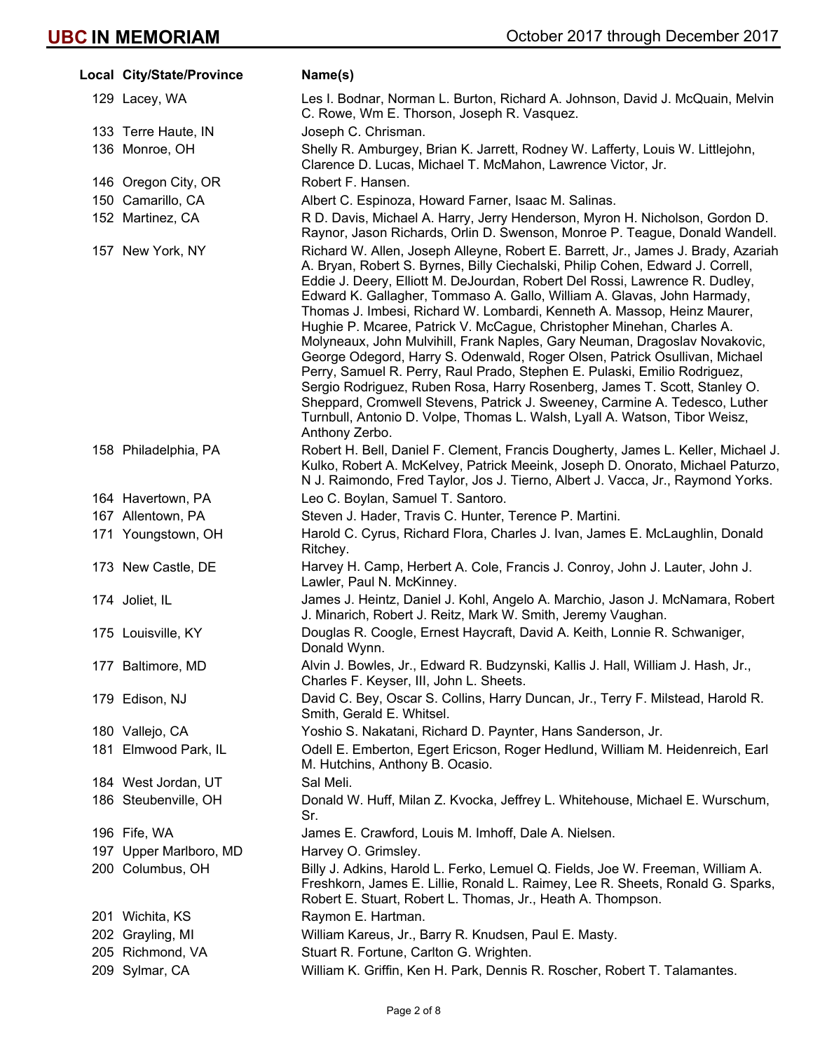| Local | City/State/Province | Name(s) |
|---|---|---|
| 129 | Lacey, WA | Les I. Bodnar, Norman L. Burton, Richard A. Johnson, David J. McQuain, Melvin C. Rowe, Wm E. Thorson, Joseph R. Vasquez. |
| 133 | Terre Haute, IN | Joseph C. Chrisman. |
| 136 | Monroe, OH | Shelly R. Amburgey, Brian K. Jarrett, Rodney W. Lafferty, Louis W. Littlejohn, Clarence D. Lucas, Michael T. McMahon, Lawrence Victor, Jr. |
| 146 | Oregon City, OR | Robert F. Hansen. |
| 150 | Camarillo, CA | Albert C. Espinoza, Howard Farner, Isaac M. Salinas. |
| 152 | Martinez, CA | R D. Davis, Michael A. Harry, Jerry Henderson, Myron H. Nicholson, Gordon D. Raynor, Jason Richards, Orlin D. Swenson, Monroe P. Teague, Donald Wandell. |
| 157 | New York, NY | Richard W. Allen, Joseph Alleyne, Robert E. Barrett, Jr., James J. Brady, Azariah A. Bryan, Robert S. Byrnes, Billy Ciechalski, Philip Cohen, Edward J. Correll, Eddie J. Deery, Elliott M. DeJourdan, Robert Del Rossi, Lawrence R. Dudley, Edward K. Gallagher, Tommaso A. Gallo, William A. Glavas, John Harmady, Thomas J. Imbesi, Richard W. Lombardi, Kenneth A. Massop, Heinz Maurer, Hughie P. Mcaree, Patrick V. McCague, Christopher Minehan, Charles A. Molyneaux, John Mulvihill, Frank Naples, Gary Neuman, Dragoslav Novakovic, George Odegord, Harry S. Odenwald, Roger Olsen, Patrick Osullivan, Michael Perry, Samuel R. Perry, Raul Prado, Stephen E. Pulaski, Emilio Rodriguez, Sergio Rodriguez, Ruben Rosa, Harry Rosenberg, James T. Scott, Stanley O. Sheppard, Cromwell Stevens, Patrick J. Sweeney, Carmine A. Tedesco, Luther Turnbull, Antonio D. Volpe, Thomas L. Walsh, Lyall A. Watson, Tibor Weisz, Anthony Zerbo. |
| 158 | Philadelphia, PA | Robert H. Bell, Daniel F. Clement, Francis Dougherty, James L. Keller, Michael J. Kulko, Robert A. McKelvey, Patrick Meeink, Joseph D. Onorato, Michael Paturzo, N J. Raimondo, Fred Taylor, Jos J. Tierno, Albert J. Vacca, Jr., Raymond Yorks. |
| 164 | Havertown, PA | Leo C. Boylan, Samuel T. Santoro. |
| 167 | Allentown, PA | Steven J. Hader, Travis C. Hunter, Terence P. Martini. |
| 171 | Youngstown, OH | Harold C. Cyrus, Richard Flora, Charles J. Ivan, James E. McLaughlin, Donald Ritchey. |
| 173 | New Castle, DE | Harvey H. Camp, Herbert A. Cole, Francis J. Conroy, John J. Lauter, John J. Lawler, Paul N. McKinney. |
| 174 | Joliet, IL | James J. Heintz, Daniel J. Kohl, Angelo A. Marchio, Jason J. McNamara, Robert J. Minarich, Robert J. Reitz, Mark W. Smith, Jeremy Vaughan. |
| 175 | Louisville, KY | Douglas R. Coogle, Ernest Haycraft, David A. Keith, Lonnie R. Schwaniger, Donald Wynn. |
| 177 | Baltimore, MD | Alvin J. Bowles, Jr., Edward R. Budzynski, Kallis J. Hall, William J. Hash, Jr., Charles F. Keyser, III, John L. Sheets. |
| 179 | Edison, NJ | David C. Bey, Oscar S. Collins, Harry Duncan, Jr., Terry F. Milstead, Harold R. Smith, Gerald E. Whitsel. |
| 180 | Vallejo, CA | Yoshio S. Nakatani, Richard D. Paynter, Hans Sanderson, Jr. |
| 181 | Elmwood Park, IL | Odell E. Emberton, Egert Ericson, Roger Hedlund, William M. Heidenreich, Earl M. Hutchins, Anthony B. Ocasio. |
| 184 | West Jordan, UT | Sal Meli. |
| 186 | Steubenville, OH | Donald W. Huff, Milan Z. Kvocka, Jeffrey L. Whitehouse, Michael E. Wurschum, Sr. |
| 196 | Fife, WA | James E. Crawford, Louis M. Imhoff, Dale A. Nielsen. |
| 197 | Upper Marlboro, MD | Harvey O. Grimsley. |
| 200 | Columbus, OH | Billy J. Adkins, Harold L. Ferko, Lemuel Q. Fields, Joe W. Freeman, William A. Freshkorn, James E. Lillie, Ronald L. Raimey, Lee R. Sheets, Ronald G. Sparks, Robert E. Stuart, Robert L. Thomas, Jr., Heath A. Thompson. |
| 201 | Wichita, KS | Raymon E. Hartman. |
| 202 | Grayling, MI | William Kareus, Jr., Barry R. Knudsen, Paul E. Masty. |
| 205 | Richmond, VA | Stuart R. Fortune, Carlton G. Wrighten. |
| 209 | Sylmar, CA | William K. Griffin, Ken H. Park, Dennis R. Roscher, Robert T. Talamantes. |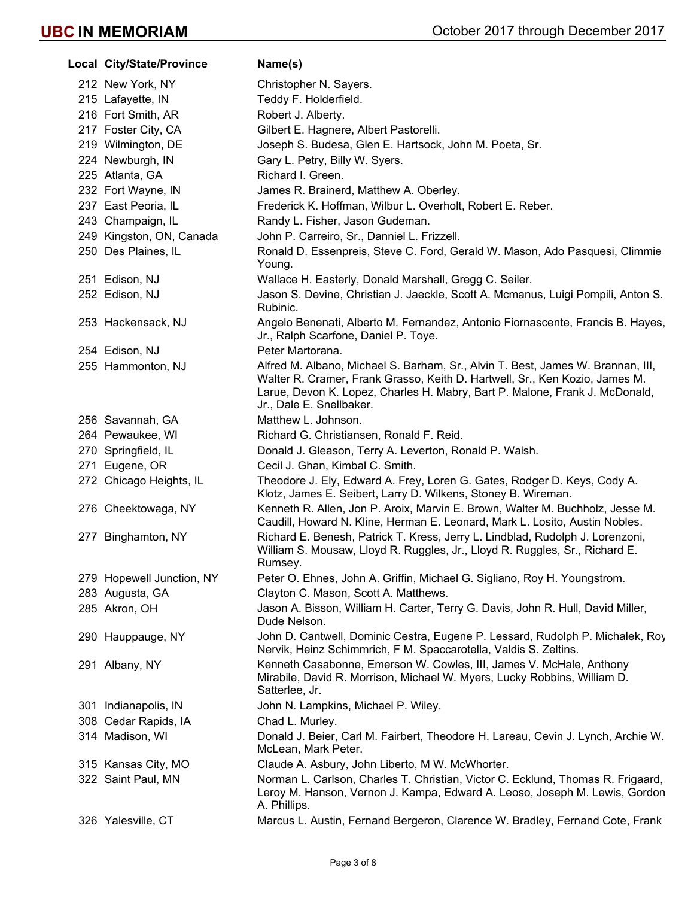# UBC IN MEMORIAM

October 2017 through December 2017

| Local | City/State/Province | Name(s) |
|---|---|---|
| 212 | New York, NY | Christopher N. Sayers. |
| 215 | Lafayette, IN | Teddy F. Holderfield. |
| 216 | Fort Smith, AR | Robert J. Alberty. |
| 217 | Foster City, CA | Gilbert E. Hagnere, Albert Pastorelli. |
| 219 | Wilmington, DE | Joseph S. Budesa, Glen E. Hartsock, John M. Poeta, Sr. |
| 224 | Newburgh, IN | Gary L. Petry, Billy W. Syers. |
| 225 | Atlanta, GA | Richard I. Green. |
| 232 | Fort Wayne, IN | James R. Brainerd, Matthew A. Oberley. |
| 237 | East Peoria, IL | Frederick K. Hoffman, Wilbur L. Overholt, Robert E. Reber. |
| 243 | Champaign, IL | Randy L. Fisher, Jason Gudeman. |
| 249 | Kingston, ON, Canada | John P. Carreiro, Sr., Danniel L. Frizzell. |
| 250 | Des Plaines, IL | Ronald D. Essenpreis, Steve C. Ford, Gerald W. Mason, Ado Pasquesi, Climmie Young. |
| 251 | Edison, NJ | Wallace H. Easterly, Donald Marshall, Gregg C. Seiler. |
| 252 | Edison, NJ | Jason S. Devine, Christian J. Jaeckle, Scott A. Mcmanus, Luigi Pompili, Anton S. Rubinic. |
| 253 | Hackensack, NJ | Angelo Benenati, Alberto M. Fernandez, Antonio Fiornascente, Francis B. Hayes, Jr., Ralph Scarfone, Daniel P. Toye. |
| 254 | Edison, NJ | Peter Martorana. |
| 255 | Hammonton, NJ | Alfred M. Albano, Michael S. Barham, Sr., Alvin T. Best, James W. Brannan, III, Walter R. Cramer, Frank Grasso, Keith D. Hartwell, Sr., Ken Kozio, James M. Larue, Devon K. Lopez, Charles H. Mabry, Bart P. Malone, Frank J. McDonald, Jr., Dale E. Snellbaker. |
| 256 | Savannah, GA | Matthew L. Johnson. |
| 264 | Pewaukee, WI | Richard G. Christiansen, Ronald F. Reid. |
| 270 | Springfield, IL | Donald J. Gleason, Terry A. Leverton, Ronald P. Walsh. |
| 271 | Eugene, OR | Cecil J. Ghan, Kimbal C. Smith. |
| 272 | Chicago Heights, IL | Theodore J. Ely, Edward A. Frey, Loren G. Gates, Rodger D. Keys, Cody A. Klotz, James E. Seibert, Larry D. Wilkens, Stoney B. Wireman. |
| 276 | Cheektowaga, NY | Kenneth R. Allen, Jon P. Aroix, Marvin E. Brown, Walter M. Buchholz, Jesse M. Caudill, Howard N. Kline, Herman E. Leonard, Mark L. Losito, Austin Nobles. |
| 277 | Binghamton, NY | Richard E. Benesh, Patrick T. Kress, Jerry L. Lindblad, Rudolph J. Lorenzoni, William S. Mousaw, Lloyd R. Ruggles, Jr., Lloyd R. Ruggles, Sr., Richard E. Rumsey. |
| 279 | Hopewell Junction, NY | Peter O. Ehnes, John A. Griffin, Michael G. Sigliano, Roy H. Youngstrom. |
| 283 | Augusta, GA | Clayton C. Mason, Scott A. Matthews. |
| 285 | Akron, OH | Jason A. Bisson, William H. Carter, Terry G. Davis, John R. Hull, David Miller, Dude Nelson. |
| 290 | Hauppauge, NY | John D. Cantwell, Dominic Cestra, Eugene P. Lessard, Rudolph P. Michalek, Roy Nervik, Heinz Schimmrich, F M. Spaccarotella, Valdis S. Zeltins. |
| 291 | Albany, NY | Kenneth Casabonne, Emerson W. Cowles, III, James V. McHale, Anthony Mirabile, David R. Morrison, Michael W. Myers, Lucky Robbins, William D. Satterlee, Jr. |
| 301 | Indianapolis, IN | John N. Lampkins, Michael P. Wiley. |
| 308 | Cedar Rapids, IA | Chad L. Murley. |
| 314 | Madison, WI | Donald J. Beier, Carl M. Fairbert, Theodore H. Lareau, Cevin J. Lynch, Archie W. McLean, Mark Peter. |
| 315 | Kansas City, MO | Claude A. Asbury, John Liberto, M W. McWhorter. |
| 322 | Saint Paul, MN | Norman L. Carlson, Charles T. Christian, Victor C. Ecklund, Thomas R. Frigaard, Leroy M. Hanson, Vernon J. Kampa, Edward A. Leoso, Joseph M. Lewis, Gordon A. Phillips. |
| 326 | Yalesville, CT | Marcus L. Austin, Fernand Bergeron, Clarence W. Bradley, Fernand Cote, Frank |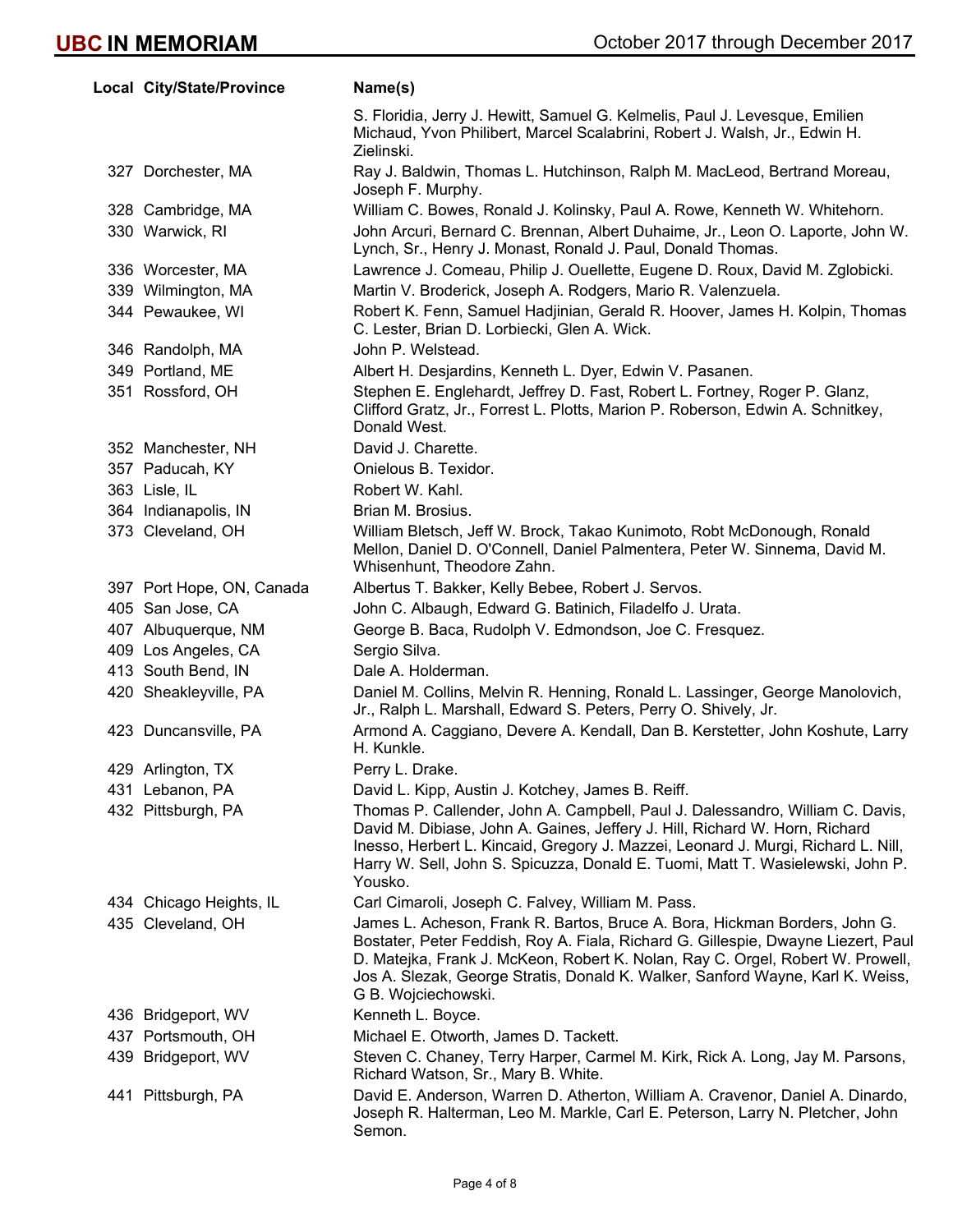| Local | City/State/Province | Name(s) |
|---|---|---|
| | | S. Floridia, Jerry J. Hewitt, Samuel G. Kelmelis, Paul J. Levesque, Emilien Michaud, Yvon Philibert, Marcel Scalabrini, Robert J. Walsh, Jr., Edwin H. Zielinski. |
| 327 | Dorchester, MA | Ray J. Baldwin, Thomas L. Hutchinson, Ralph M. MacLeod, Bertrand Moreau, Joseph F. Murphy. |
| 328 | Cambridge, MA | William C. Bowes, Ronald J. Kolinsky, Paul A. Rowe, Kenneth W. Whitehorn. |
| 330 | Warwick, RI | John Arcuri, Bernard C. Brennan, Albert Duhaime, Jr., Leon O. Laporte, John W. Lynch, Sr., Henry J. Monast, Ronald J. Paul, Donald Thomas. |
| 336 | Worcester, MA | Lawrence J. Comeau, Philip J. Ouellette, Eugene D. Roux, David M. Zglobicki. |
| 339 | Wilmington, MA | Martin V. Broderick, Joseph A. Rodgers, Mario R. Valenzuela. |
| 344 | Pewaukee, WI | Robert K. Fenn, Samuel Hadjinian, Gerald R. Hoover, James H. Kolpin, Thomas C. Lester, Brian D. Lorbiecki, Glen A. Wick. |
| 346 | Randolph, MA | John P. Welstead. |
| 349 | Portland, ME | Albert H. Desjardins, Kenneth L. Dyer, Edwin V. Pasanen. |
| 351 | Rossford, OH | Stephen E. Englehardt, Jeffrey D. Fast, Robert L. Fortney, Roger P. Glanz, Clifford Gratz, Jr., Forrest L. Plotts, Marion P. Roberson, Edwin A. Schnitkey, Donald West. |
| 352 | Manchester, NH | David J. Charette. |
| 357 | Paducah, KY | Onielous B. Texidor. |
| 363 | Lisle, IL | Robert W. Kahl. |
| 364 | Indianapolis, IN | Brian M. Brosius. |
| 373 | Cleveland, OH | William Bletsch, Jeff W. Brock, Takao Kunimoto, Robt McDonough, Ronald Mellon, Daniel D. O'Connell, Daniel Palmentera, Peter W. Sinnema, David M. Whisenhunt, Theodore Zahn. |
| 397 | Port Hope, ON, Canada | Albertus T. Bakker, Kelly Bebee, Robert J. Servos. |
| 405 | San Jose, CA | John C. Albaugh, Edward G. Batinich, Filadelfo J. Urata. |
| 407 | Albuquerque, NM | George B. Baca, Rudolph V. Edmondson, Joe C. Fresquez. |
| 409 | Los Angeles, CA | Sergio Silva. |
| 413 | South Bend, IN | Dale A. Holderman. |
| 420 | Sheakleyville, PA | Daniel M. Collins, Melvin R. Henning, Ronald L. Lassinger, George Manolovich, Jr., Ralph L. Marshall, Edward S. Peters, Perry O. Shively, Jr. |
| 423 | Duncansville, PA | Armond A. Caggiano, Devere A. Kendall, Dan B. Kerstetter, John Koshute, Larry H. Kunkle. |
| 429 | Arlington, TX | Perry L. Drake. |
| 431 | Lebanon, PA | David L. Kipp, Austin J. Kotchey, James B. Reiff. |
| 432 | Pittsburgh, PA | Thomas P. Callender, John A. Campbell, Paul J. Dalessandro, William C. Davis, David M. Dibiase, John A. Gaines, Jeffery J. Hill, Richard W. Horn, Richard Inesso, Herbert L. Kincaid, Gregory J. Mazzei, Leonard J. Murgi, Richard L. Nill, Harry W. Sell, John S. Spicuzza, Donald E. Tuomi, Matt T. Wasielewski, John P. Yousko. |
| 434 | Chicago Heights, IL | Carl Cimaroli, Joseph C. Falvey, William M. Pass. |
| 435 | Cleveland, OH | James L. Acheson, Frank R. Bartos, Bruce A. Bora, Hickman Borders, John G. Bostater, Peter Feddish, Roy A. Fiala, Richard G. Gillespie, Dwayne Liezert, Paul D. Matejka, Frank J. McKeon, Robert K. Nolan, Ray C. Orgel, Robert W. Prowell, Jos A. Slezak, George Stratis, Donald K. Walker, Sanford Wayne, Karl K. Weiss, G B. Wojciechowski. |
| 436 | Bridgeport, WV | Kenneth L. Boyce. |
| 437 | Portsmouth, OH | Michael E. Otworth, James D. Tackett. |
| 439 | Bridgeport, WV | Steven C. Chaney, Terry Harper, Carmel M. Kirk, Rick A. Long, Jay M. Parsons, Richard Watson, Sr., Mary B. White. |
| 441 | Pittsburgh, PA | David E. Anderson, Warren D. Atherton, William A. Cravenor, Daniel A. Dinardo, Joseph R. Halterman, Leo M. Markle, Carl E. Peterson, Larry N. Pletcher, John Semon. |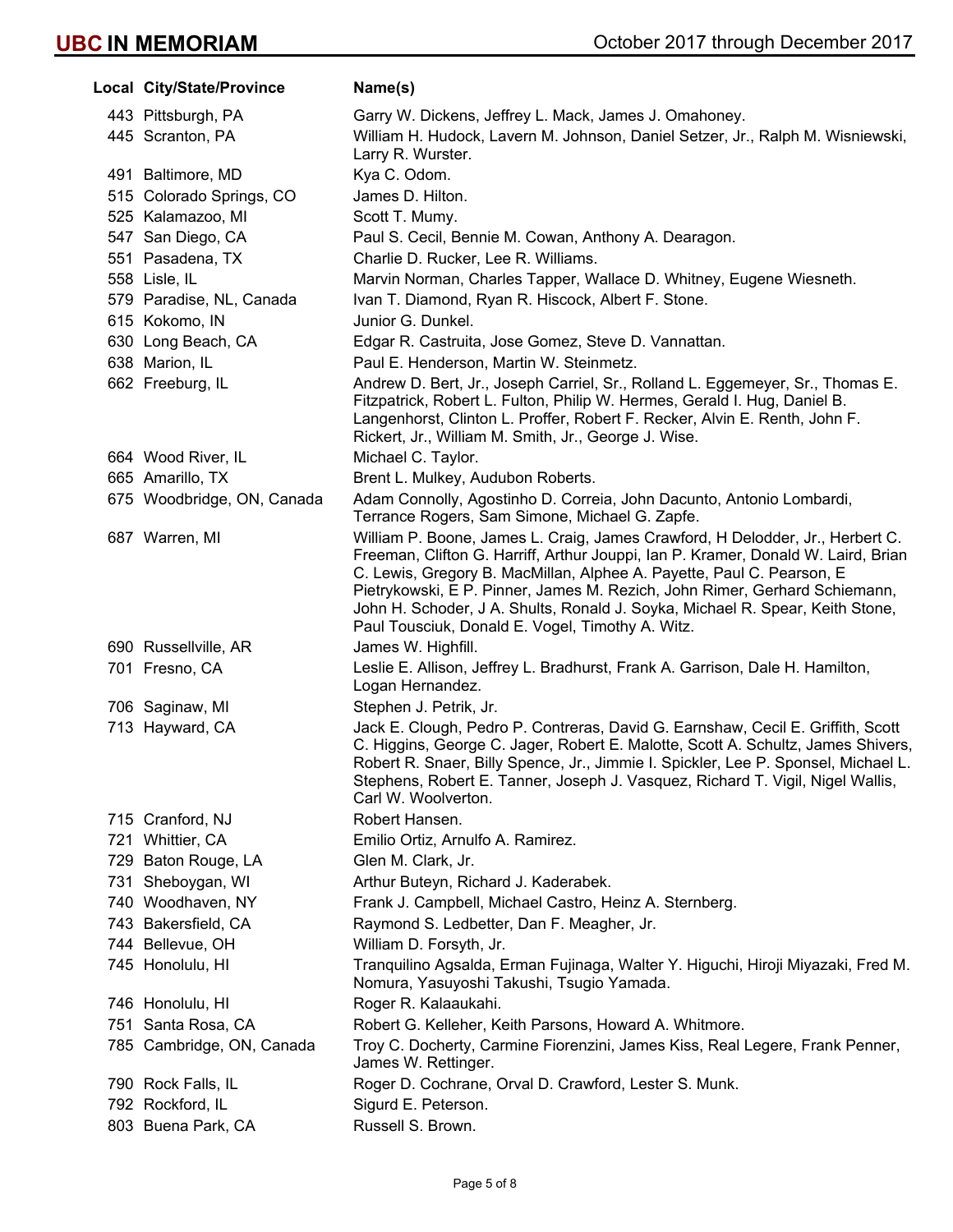# UBC IN MEMORIAM

October 2017 through December 2017

| Local | City/State/Province | Name(s) |
| --- | --- | --- |
| 443 | Pittsburgh, PA | Garry W. Dickens, Jeffrey L. Mack, James J. Omahoney. |
| 445 | Scranton, PA | William H. Hudock, Lavern M. Johnson, Daniel Setzer, Jr., Ralph M. Wisniewski, Larry R. Wurster. |
| 491 | Baltimore, MD | Kya C. Odom. |
| 515 | Colorado Springs, CO | James D. Hilton. |
| 525 | Kalamazoo, MI | Scott T. Mumy. |
| 547 | San Diego, CA | Paul S. Cecil, Bennie M. Cowan, Anthony A. Dearagon. |
| 551 | Pasadena, TX | Charlie D. Rucker, Lee R. Williams. |
| 558 | Lisle, IL | Marvin Norman, Charles Tapper, Wallace D. Whitney, Eugene Wiesneth. |
| 579 | Paradise, NL, Canada | Ivan T. Diamond, Ryan R. Hiscock, Albert F. Stone. |
| 615 | Kokomo, IN | Junior G. Dunkel. |
| 630 | Long Beach, CA | Edgar R. Castruita, Jose Gomez, Steve D. Vannattan. |
| 638 | Marion, IL | Paul E. Henderson, Martin W. Steinmetz. |
| 662 | Freeburg, IL | Andrew D. Bert, Jr., Joseph Carriel, Sr., Rolland L. Eggemeyer, Sr., Thomas E. Fitzpatrick, Robert L. Fulton, Philip W. Hermes, Gerald I. Hug, Daniel B. Langenhorst, Clinton L. Proffer, Robert F. Recker, Alvin E. Renth, John F. Rickert, Jr., William M. Smith, Jr., George J. Wise. |
| 664 | Wood River, IL | Michael C. Taylor. |
| 665 | Amarillo, TX | Brent L. Mulkey, Audubon Roberts. |
| 675 | Woodbridge, ON, Canada | Adam Connolly, Agostinho D. Correia, John Dacunto, Antonio Lombardi, Terrance Rogers, Sam Simone, Michael G. Zapfe. |
| 687 | Warren, MI | William P. Boone, James L. Craig, James Crawford, H Delodder, Jr., Herbert C. Freeman, Clifton G. Harriff, Arthur Jouppi, Ian P. Kramer, Donald W. Laird, Brian C. Lewis, Gregory B. MacMillan, Alphee A. Payette, Paul C. Pearson, E Pietrykowski, E P. Pinner, James M. Rezich, John Rimer, Gerhard Schiemann, John H. Schoder, J A. Shults, Ronald J. Soyka, Michael R. Spear, Keith Stone, Paul Tousciuk, Donald E. Vogel, Timothy A. Witz. |
| 690 | Russellville, AR | James W. Highfill. |
| 701 | Fresno, CA | Leslie E. Allison, Jeffrey L. Bradhurst, Frank A. Garrison, Dale H. Hamilton, Logan Hernandez. |
| 706 | Saginaw, MI | Stephen J. Petrik, Jr. |
| 713 | Hayward, CA | Jack E. Clough, Pedro P. Contreras, David G. Earnshaw, Cecil E. Griffith, Scott C. Higgins, George C. Jager, Robert E. Malotte, Scott A. Schultz, James Shivers, Robert R. Snaer, Billy Spence, Jr., Jimmie I. Spickler, Lee P. Sponsel, Michael L. Stephens, Robert E. Tanner, Joseph J. Vasquez, Richard T. Vigil, Nigel Wallis, Carl W. Woolverton. |
| 715 | Cranford, NJ | Robert Hansen. |
| 721 | Whittier, CA | Emilio Ortiz, Arnulfo A. Ramirez. |
| 729 | Baton Rouge, LA | Glen M. Clark, Jr. |
| 731 | Sheboygan, WI | Arthur Buteyn, Richard J. Kaderabek. |
| 740 | Woodhaven, NY | Frank J. Campbell, Michael Castro, Heinz A. Sternberg. |
| 743 | Bakersfield, CA | Raymond S. Ledbetter, Dan F. Meagher, Jr. |
| 744 | Bellevue, OH | William D. Forsyth, Jr. |
| 745 | Honolulu, HI | Tranquilino Agsalda, Erman Fujinaga, Walter Y. Higuchi, Hiroji Miyazaki, Fred M. Nomura, Yasuyoshi Takushi, Tsugio Yamada. |
| 746 | Honolulu, HI | Roger R. Kalaaukahi. |
| 751 | Santa Rosa, CA | Robert G. Kelleher, Keith Parsons, Howard A. Whitmore. |
| 785 | Cambridge, ON, Canada | Troy C. Docherty, Carmine Fiorenzini, James Kiss, Real Legere, Frank Penner, James W. Rettinger. |
| 790 | Rock Falls, IL | Roger D. Cochrane, Orval D. Crawford, Lester S. Munk. |
| 792 | Rockford, IL | Sigurd E. Peterson. |
| 803 | Buena Park, CA | Russell S. Brown. |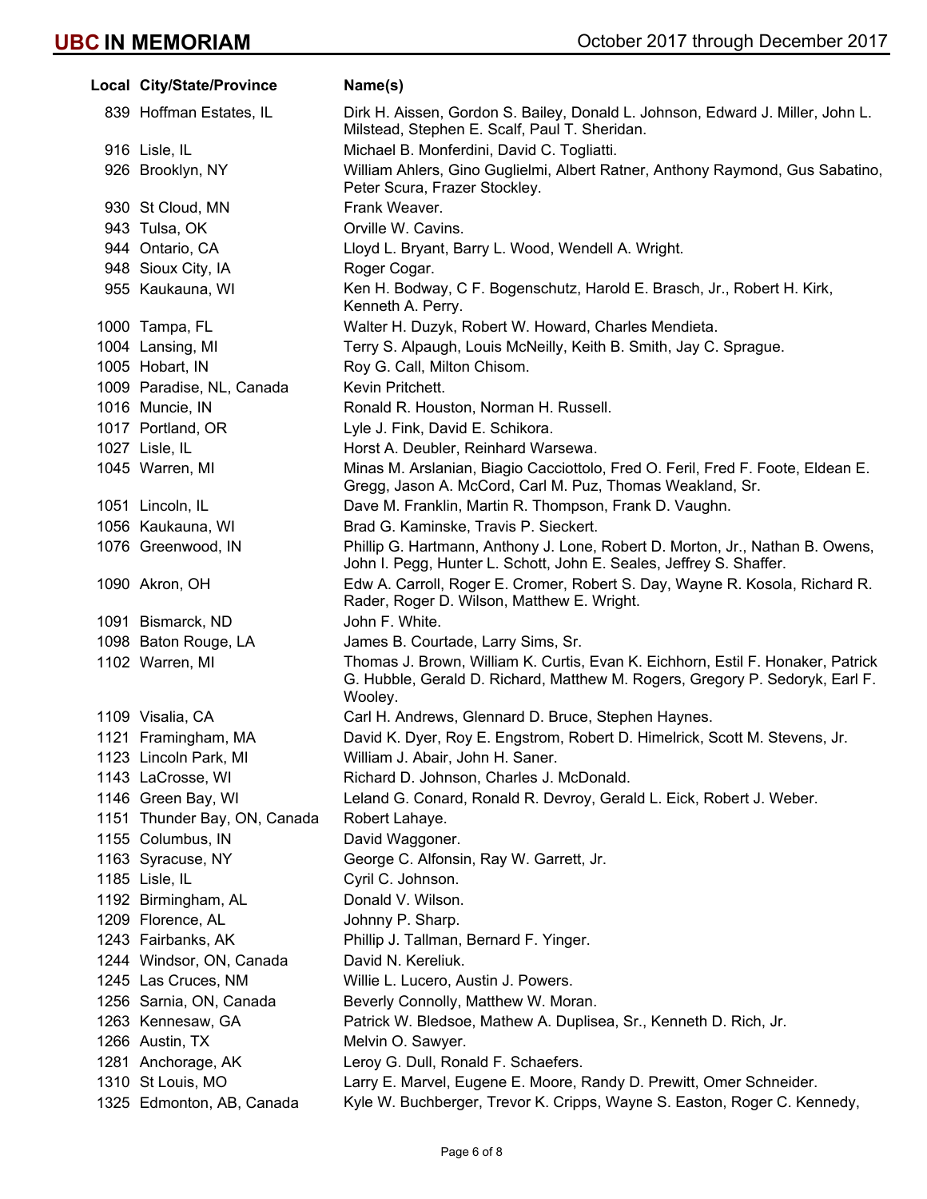| Local | City/State/Province | Name(s) |
|---|---|---|
| 839 | Hoffman Estates, IL | Dirk H. Aissen, Gordon S. Bailey, Donald L. Johnson, Edward J. Miller, John L. Milstead, Stephen E. Scalf, Paul T. Sheridan. |
| 916 | Lisle, IL | Michael B. Monferdini, David C. Togliatti. |
| 926 | Brooklyn, NY | William Ahlers, Gino Guglielmi, Albert Ratner, Anthony Raymond, Gus Sabatino, Peter Scura, Frazer Stockley. |
| 930 | St Cloud, MN | Frank Weaver. |
| 943 | Tulsa, OK | Orville W. Cavins. |
| 944 | Ontario, CA | Lloyd L. Bryant, Barry L. Wood, Wendell A. Wright. |
| 948 | Sioux City, IA | Roger Cogar. |
| 955 | Kaukauna, WI | Ken H. Bodway, C F. Bogenschutz, Harold E. Brasch, Jr., Robert H. Kirk, Kenneth A. Perry. |
| 1000 | Tampa, FL | Walter H. Duzyk, Robert W. Howard, Charles Mendieta. |
| 1004 | Lansing, MI | Terry S. Alpaugh, Louis McNeilly, Keith B. Smith, Jay C. Sprague. |
| 1005 | Hobart, IN | Roy G. Call, Milton Chisom. |
| 1009 | Paradise, NL, Canada | Kevin Pritchett. |
| 1016 | Muncie, IN | Ronald R. Houston, Norman H. Russell. |
| 1017 | Portland, OR | Lyle J. Fink, David E. Schikora. |
| 1027 | Lisle, IL | Horst A. Deubler, Reinhard Warsewa. |
| 1045 | Warren, MI | Minas M. Arslanian, Biagio Cacciottolo, Fred O. Feril, Fred F. Foote, Eldean E. Gregg, Jason A. McCord, Carl M. Puz, Thomas Weakland, Sr. |
| 1051 | Lincoln, IL | Dave M. Franklin, Martin R. Thompson, Frank D. Vaughn. |
| 1056 | Kaukauna, WI | Brad G. Kaminske, Travis P. Sieckert. |
| 1076 | Greenwood, IN | Phillip G. Hartmann, Anthony J. Lone, Robert D. Morton, Jr., Nathan B. Owens, John I. Pegg, Hunter L. Schott, John E. Seales, Jeffrey S. Shaffer. |
| 1090 | Akron, OH | Edw A. Carroll, Roger E. Cromer, Robert S. Day, Wayne R. Kosola, Richard R. Rader, Roger D. Wilson, Matthew E. Wright. |
| 1091 | Bismarck, ND | John F. White. |
| 1098 | Baton Rouge, LA | James B. Courtade, Larry Sims, Sr. |
| 1102 | Warren, MI | Thomas J. Brown, William K. Curtis, Evan K. Eichhorn, Estil F. Honaker, Patrick G. Hubble, Gerald D. Richard, Matthew M. Rogers, Gregory P. Sedoryk, Earl F. Wooley. |
| 1109 | Visalia, CA | Carl H. Andrews, Glennard D. Bruce, Stephen Haynes. |
| 1121 | Framingham, MA | David K. Dyer, Roy E. Engstrom, Robert D. Himelrick, Scott M. Stevens, Jr. |
| 1123 | Lincoln Park, MI | William J. Abair, John H. Saner. |
| 1143 | LaCrosse, WI | Richard D. Johnson, Charles J. McDonald. |
| 1146 | Green Bay, WI | Leland G. Conard, Ronald R. Devroy, Gerald L. Eick, Robert J. Weber. |
| 1151 | Thunder Bay, ON, Canada | Robert Lahaye. |
| 1155 | Columbus, IN | David Waggoner. |
| 1163 | Syracuse, NY | George C. Alfonsin, Ray W. Garrett, Jr. |
| 1185 | Lisle, IL | Cyril C. Johnson. |
| 1192 | Birmingham, AL | Donald V. Wilson. |
| 1209 | Florence, AL | Johnny P. Sharp. |
| 1243 | Fairbanks, AK | Phillip J. Tallman, Bernard F. Yinger. |
| 1244 | Windsor, ON, Canada | David N. Kereliuk. |
| 1245 | Las Cruces, NM | Willie L. Lucero, Austin J. Powers. |
| 1256 | Sarnia, ON, Canada | Beverly Connolly, Matthew W. Moran. |
| 1263 | Kennesaw, GA | Patrick W. Bledsoe, Mathew A. Duplisea, Sr., Kenneth D. Rich, Jr. |
| 1266 | Austin, TX | Melvin O. Sawyer. |
| 1281 | Anchorage, AK | Leroy G. Dull, Ronald F. Schaefers. |
| 1310 | St Louis, MO | Larry E. Marvel, Eugene E. Moore, Randy D. Prewitt, Omer Schneider. |
| 1325 | Edmonton, AB, Canada | Kyle W. Buchberger, Trevor K. Cripps, Wayne S. Easton, Roger C. Kennedy, |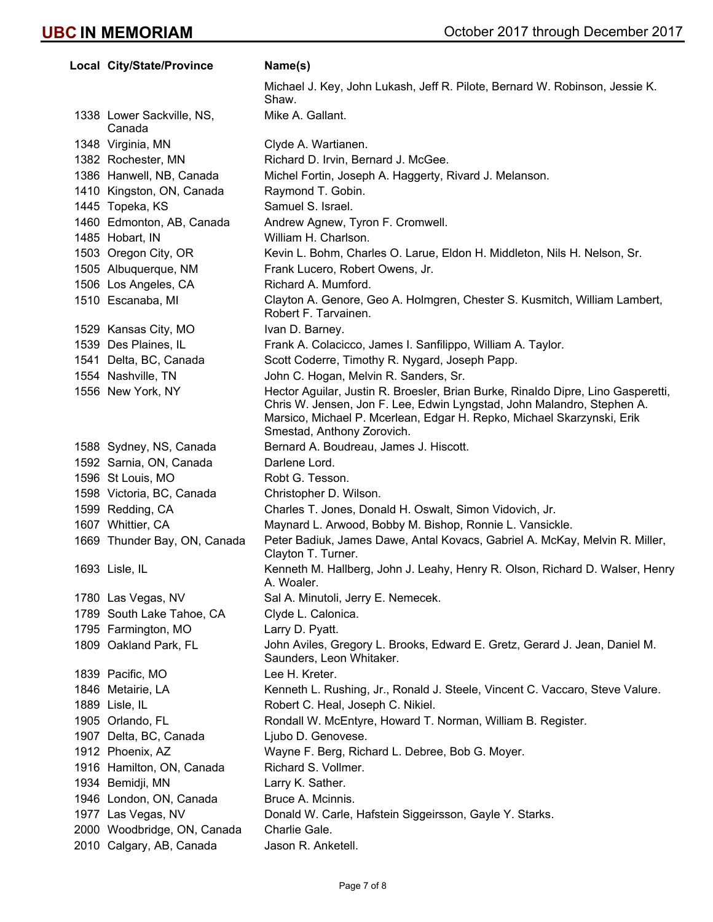| Local | City/State/Province | Name(s) |
|---|---|---|
| | | Michael J. Key, John Lukash, Jeff R. Pilote, Bernard W. Robinson, Jessie K. Shaw. |
| 1338 | Lower Sackville, NS, Canada | Mike A. Gallant. |
| 1348 | Virginia, MN | Clyde A. Wartianen. |
| 1382 | Rochester, MN | Richard D. Irvin, Bernard J. McGee. |
| 1386 | Hanwell, NB, Canada | Michel Fortin, Joseph A. Haggerty, Rivard J. Melanson. |
| 1410 | Kingston, ON, Canada | Raymond T. Gobin. |
| 1445 | Topeka, KS | Samuel S. Israel. |
| 1460 | Edmonton, AB, Canada | Andrew Agnew, Tyron F. Cromwell. |
| 1485 | Hobart, IN | William H. Charlson. |
| 1503 | Oregon City, OR | Kevin L. Bohm, Charles O. Larue, Eldon H. Middleton, Nils H. Nelson, Sr. |
| 1505 | Albuquerque, NM | Frank Lucero, Robert Owens, Jr. |
| 1506 | Los Angeles, CA | Richard A. Mumford. |
| 1510 | Escanaba, MI | Clayton A. Genore, Geo A. Holmgren, Chester S. Kusmitch, William Lambert, Robert F. Tarvainen. |
| 1529 | Kansas City, MO | Ivan D. Barney. |
| 1539 | Des Plaines, IL | Frank A. Colacicco, James I. Sanfilippo, William A. Taylor. |
| 1541 | Delta, BC, Canada | Scott Coderre, Timothy R. Nygard, Joseph Papp. |
| 1554 | Nashville, TN | John C. Hogan, Melvin R. Sanders, Sr. |
| 1556 | New York, NY | Hector Aguilar, Justin R. Broesler, Brian Burke, Rinaldo Dipre, Lino Gasperetti, Chris W. Jensen, Jon F. Lee, Edwin Lyngstad, John Malandro, Stephen A. Marsico, Michael P. Mcerlean, Edgar H. Repko, Michael Skarzynski, Erik Smestad, Anthony Zorovich. |
| 1588 | Sydney, NS, Canada | Bernard A. Boudreau, James J. Hiscott. |
| 1592 | Sarnia, ON, Canada | Darlene Lord. |
| 1596 | St Louis, MO | Robt G. Tesson. |
| 1598 | Victoria, BC, Canada | Christopher D. Wilson. |
| 1599 | Redding, CA | Charles T. Jones, Donald H. Oswalt, Simon Vidovich, Jr. |
| 1607 | Whittier, CA | Maynard L. Arwood, Bobby M. Bishop, Ronnie L. Vansickle. |
| 1669 | Thunder Bay, ON, Canada | Peter Badiuk, James Dawe, Antal Kovacs, Gabriel A. McKay, Melvin R. Miller, Clayton T. Turner. |
| 1693 | Lisle, IL | Kenneth M. Hallberg, John J. Leahy, Henry R. Olson, Richard D. Walser, Henry A. Woaler. |
| 1780 | Las Vegas, NV | Sal A. Minutoli, Jerry E. Nemecek. |
| 1789 | South Lake Tahoe, CA | Clyde L. Calonica. |
| 1795 | Farmington, MO | Larry D. Pyatt. |
| 1809 | Oakland Park, FL | John Aviles, Gregory L. Brooks, Edward E. Gretz, Gerard J. Jean, Daniel M. Saunders, Leon Whitaker. |
| 1839 | Pacific, MO | Lee H. Kreter. |
| 1846 | Metairie, LA | Kenneth L. Rushing, Jr., Ronald J. Steele, Vincent C. Vaccaro, Steve Valure. |
| 1889 | Lisle, IL | Robert C. Heal, Joseph C. Nikiel. |
| 1905 | Orlando, FL | Rondall W. McEntyre, Howard T. Norman, William B. Register. |
| 1907 | Delta, BC, Canada | Ljubo D. Genovese. |
| 1912 | Phoenix, AZ | Wayne F. Berg, Richard L. Debree, Bob G. Moyer. |
| 1916 | Hamilton, ON, Canada | Richard S. Vollmer. |
| 1934 | Bemidji, MN | Larry K. Sather. |
| 1946 | London, ON, Canada | Bruce A. Mcinnis. |
| 1977 | Las Vegas, NV | Donald W. Carle, Hafstein Siggeirsson, Gayle Y. Starks. |
| 2000 | Woodbridge, ON, Canada | Charlie Gale. |
| 2010 | Calgary, AB, Canada | Jason R. Anketell. |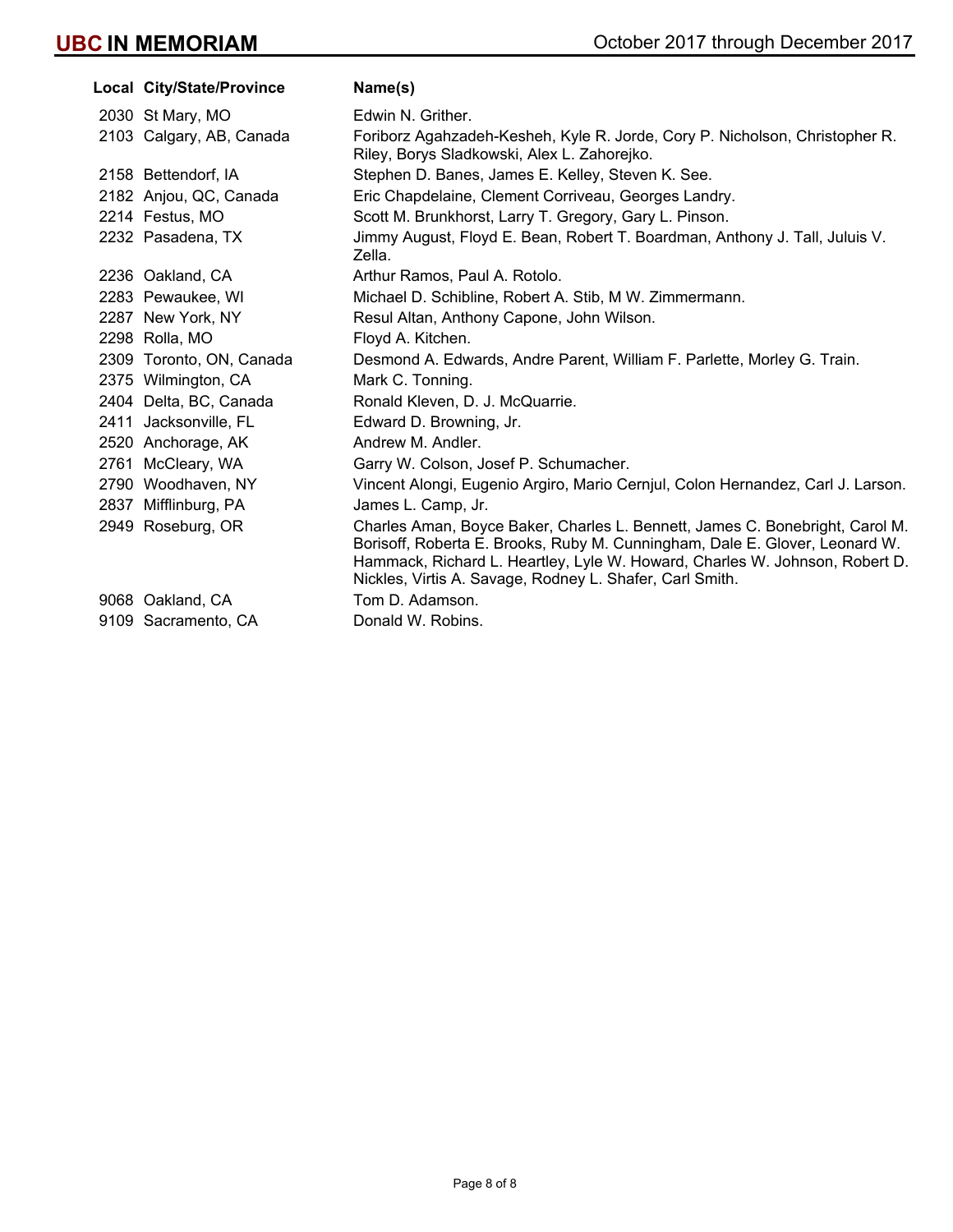# UBC IN MEMORIAM

October 2017 through December 2017

| Local | City/State/Province | Name(s) |
|---|---|---|
| 2030 | St Mary, MO | Edwin N. Grither. |
| 2103 | Calgary, AB, Canada | Foriborz Agahzadeh-Kesheh, Kyle R. Jorde, Cory P. Nicholson, Christopher R. Riley, Borys Sladkowski, Alex L. Zahorejko. |
| 2158 | Bettendorf, IA | Stephen D. Banes, James E. Kelley, Steven K. See. |
| 2182 | Anjou, QC, Canada | Eric Chapdelaine, Clement Corriveau, Georges Landry. |
| 2214 | Festus, MO | Scott M. Brunkhorst, Larry T. Gregory, Gary L. Pinson. |
| 2232 | Pasadena, TX | Jimmy August, Floyd E. Bean, Robert T. Boardman, Anthony J. Tall, Juluis V. Zella. |
| 2236 | Oakland, CA | Arthur Ramos, Paul A. Rotolo. |
| 2283 | Pewaukee, WI | Michael D. Schibline, Robert A. Stib, M W. Zimmermann. |
| 2287 | New York, NY | Resul Altan, Anthony Capone, John Wilson. |
| 2298 | Rolla, MO | Floyd A. Kitchen. |
| 2309 | Toronto, ON, Canada | Desmond A. Edwards, Andre Parent, William F. Parlette, Morley G. Train. |
| 2375 | Wilmington, CA | Mark C. Tonning. |
| 2404 | Delta, BC, Canada | Ronald Kleven, D. J. McQuarrie. |
| 2411 | Jacksonville, FL | Edward D. Browning, Jr. |
| 2520 | Anchorage, AK | Andrew M. Andler. |
| 2761 | McCleary, WA | Garry W. Colson, Josef P. Schumacher. |
| 2790 | Woodhaven, NY | Vincent Alongi, Eugenio Argiro, Mario Cernjul, Colon Hernandez, Carl J. Larson. |
| 2837 | Mifflinburg, PA | James L. Camp, Jr. |
| 2949 | Roseburg, OR | Charles Aman, Boyce Baker, Charles L. Bennett, James C. Bonebright, Carol M. Borisoff, Roberta E. Brooks, Ruby M. Cunningham, Dale E. Glover, Leonard W. Hammack, Richard L. Heartley, Lyle W. Howard, Charles W. Johnson, Robert D. Nickles, Virtis A. Savage, Rodney L. Shafer, Carl Smith. |
| 9068 | Oakland, CA | Tom D. Adamson. |
| 9109 | Sacramento, CA | Donald W. Robins. |